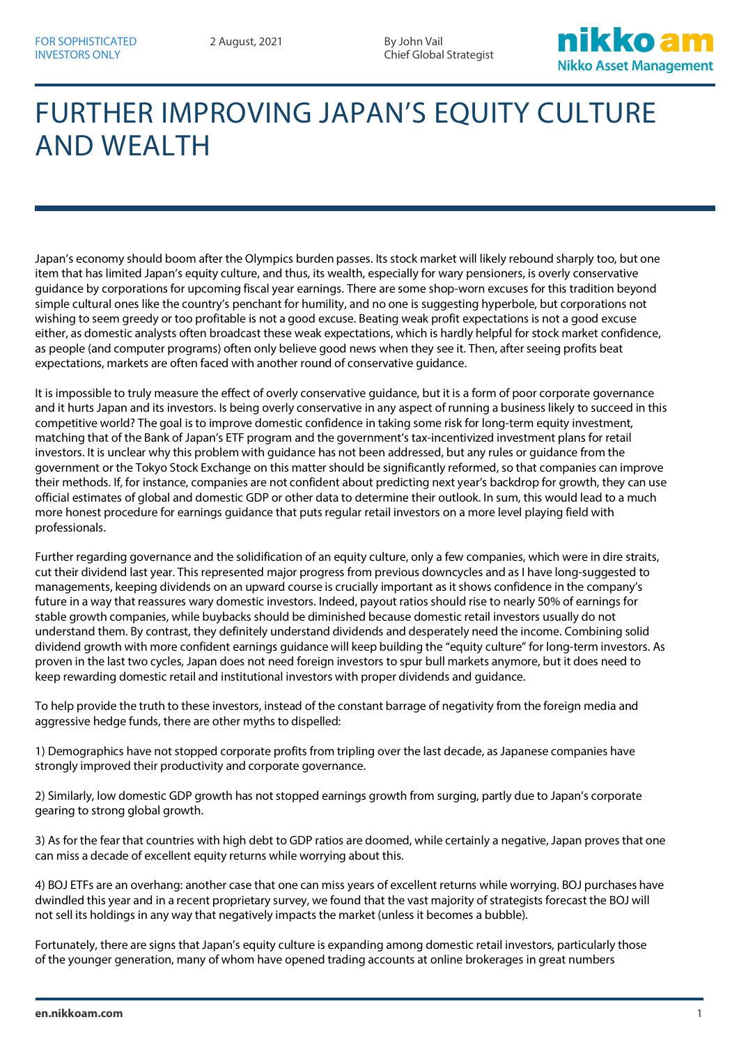FOR SOPHISTICATED INVESTORS ONLY

2 August, 2021

By John Vail
Chief Global Strategist

# FURTHER IMPROVING JAPAN'S EQUITY CULTURE AND WEALTH

Japan's economy should boom after the Olympics burden passes. Its stock market will likely rebound sharply too, but one item that has limited Japan's equity culture, and thus, its wealth, especially for wary pensioners, is overly conservative guidance by corporations for upcoming fiscal year earnings. There are some shop-worn excuses for this tradition beyond simple cultural ones like the country's penchant for humility, and no one is suggesting hyperbole, but corporations not wishing to seem greedy or too profitable is not a good excuse. Beating weak profit expectations is not a good excuse either, as domestic analysts often broadcast these weak expectations, which is hardly helpful for stock market confidence, as people (and computer programs) often only believe good news when they see it. Then, after seeing profits beat expectations, markets are often faced with another round of conservative guidance.

It is impossible to truly measure the effect of overly conservative guidance, but it is a form of poor corporate governance and it hurts Japan and its investors. Is being overly conservative in any aspect of running a business likely to succeed in this competitive world? The goal is to improve domestic confidence in taking some risk for long-term equity investment, matching that of the Bank of Japan's ETF program and the government's tax-incentivized investment plans for retail investors. It is unclear why this problem with guidance has not been addressed, but any rules or guidance from the government or the Tokyo Stock Exchange on this matter should be significantly reformed, so that companies can improve their methods. If, for instance, companies are not confident about predicting next year's backdrop for growth, they can use official estimates of global and domestic GDP or other data to determine their outlook. In sum, this would lead to a much more honest procedure for earnings guidance that puts regular retail investors on a more level playing field with professionals.

Further regarding governance and the solidification of an equity culture, only a few companies, which were in dire straits, cut their dividend last year. This represented major progress from previous downcycles and as I have long-suggested to managements, keeping dividends on an upward course is crucially important as it shows confidence in the company's future in a way that reassures wary domestic investors. Indeed, payout ratios should rise to nearly 50% of earnings for stable growth companies, while buybacks should be diminished because domestic retail investors usually do not understand them. By contrast, they definitely understand dividends and desperately need the income. Combining solid dividend growth with more confident earnings guidance will keep building the "equity culture" for long-term investors. As proven in the last two cycles, Japan does not need foreign investors to spur bull markets anymore, but it does need to keep rewarding domestic retail and institutional investors with proper dividends and guidance.

To help provide the truth to these investors, instead of the constant barrage of negativity from the foreign media and aggressive hedge funds, there are other myths to dispelled:

1) Demographics have not stopped corporate profits from tripling over the last decade, as Japanese companies have strongly improved their productivity and corporate governance.

2) Similarly, low domestic GDP growth has not stopped earnings growth from surging, partly due to Japan's corporate gearing to strong global growth.

3) As for the fear that countries with high debt to GDP ratios are doomed, while certainly a negative, Japan proves that one can miss a decade of excellent equity returns while worrying about this.

4) BOJ ETFs are an overhang: another case that one can miss years of excellent returns while worrying. BOJ purchases have dwindled this year and in a recent proprietary survey, we found that the vast majority of strategists forecast the BOJ will not sell its holdings in any way that negatively impacts the market (unless it becomes a bubble).

Fortunately, there are signs that Japan's equity culture is expanding among domestic retail investors, particularly those of the younger generation, many of whom have opened trading accounts at online brokerages in great numbers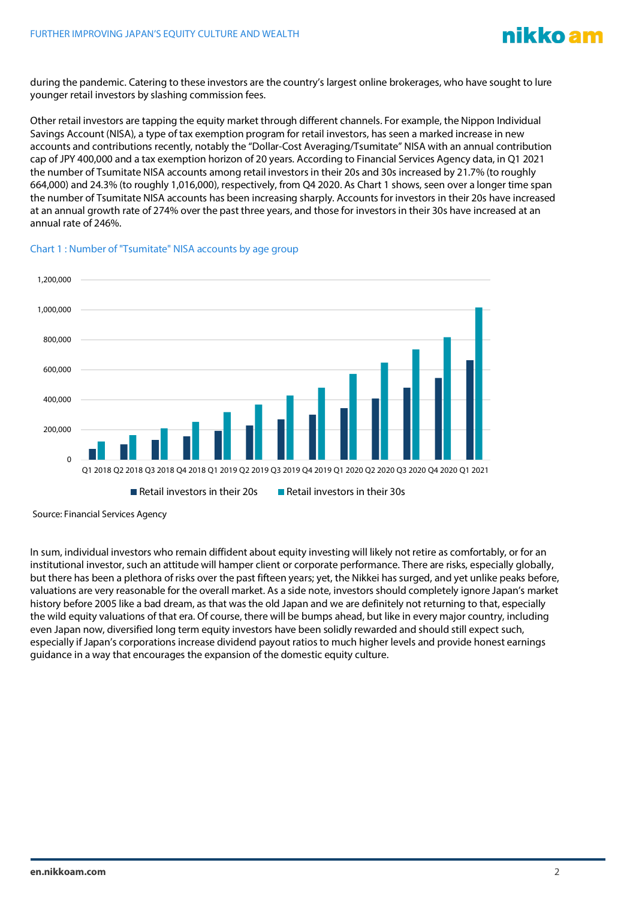during the pandemic. Catering to these investors are the country's largest online brokerages, who have sought to lure younger retail investors by slashing commission fees.

Other retail investors are tapping the equity market through different channels. For example, the Nippon Individual Savings Account (NISA), a type of tax exemption program for retail investors, has seen a marked increase in new accounts and contributions recently, notably the "Dollar-Cost Averaging/Tsumitate" NISA with an annual contribution cap of JPY 400,000 and a tax exemption horizon of 20 years. According to Financial Services Agency data, in Q1 2021 the number of Tsumitate NISA accounts among retail investors in their 20s and 30s increased by 21.7% (to roughly 664,000) and 24.3% (to roughly 1,016,000), respectively, from Q4 2020. As Chart 1 shows, seen over a longer time span the number of Tsumitate NISA accounts has been increasing sharply. Accounts for investors in their 20s have increased at an annual growth rate of 274% over the past three years, and those for investors in their 30s have increased at an annual rate of 246%.

Chart 1 : Number of "Tsumitate" NISA accounts by age group

Source: Financial Services Agency

In sum, individual investors who remain diffident about equity investing will likely not retire as comfortably, or for an institutional investor, such an attitude will hamper client or corporate performance. There are risks, especially globally, but there has been a plethora of risks over the past fifteen years; yet, the Nikkei has surged, and yet unlike peaks before, valuations are very reasonable for the overall market. As a side note, investors should completely ignore Japan's market history before 2005 like a bad dream, as that was the old Japan and we are definitely not returning to that, especially the wild equity valuations of that era. Of course, there will be bumps ahead, but like in every major country, including even Japan now, diversified long term equity investors have been solidly rewarded and should still expect such, especially if Japan's corporations increase dividend payout ratios to much higher levels and provide honest earnings guidance in a way that encourages the expansion of the domestic equity culture.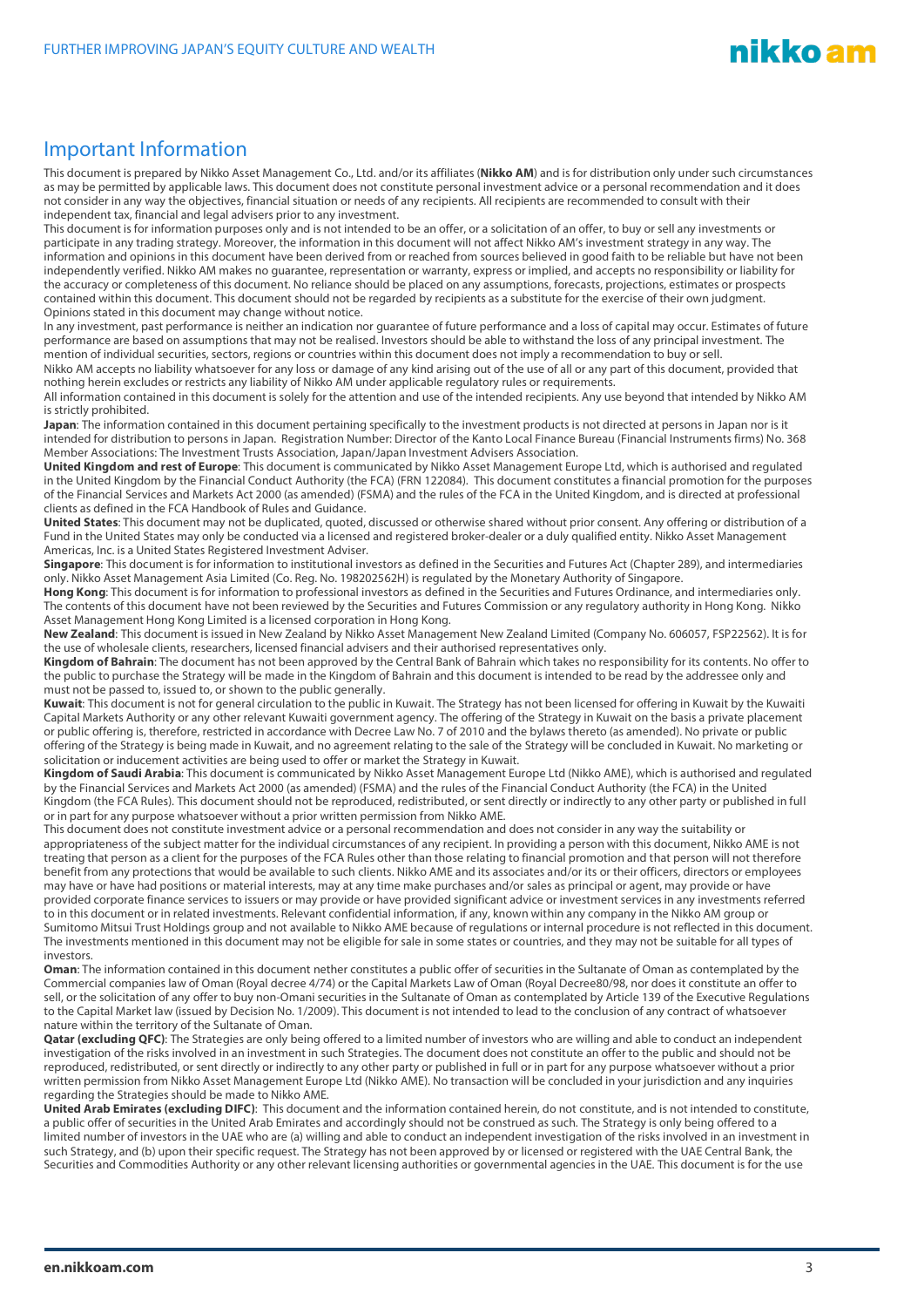## Important Information

This document is prepared by Nikko Asset Management Co., Ltd. and/or its affiliates (**Nikko AM**) and is for distribution only under such circumstances as may be permitted by applicable laws. This document does not constitute personal investment advice or a personal recommendation and it does not consider in any way the objectives, financial situation or needs of any recipients. All recipients are recommended to consult with their independent tax, financial and legal advisers prior to any investment.

This document is for information purposes only and is not intended to be an offer, or a solicitation of an offer, to buy or sell any investments or participate in any trading strategy. Moreover, the information in this document will not affect Nikko AM's investment strategy in any way. The information and opinions in this document have been derived from or reached from sources believed in good faith to be reliable but have not been independently verified. Nikko AM makes no guarantee, representation or warranty, express or implied, and accepts no responsibility or liability for the accuracy or completeness of this document. No reliance should be placed on any assumptions, forecasts, projections, estimates or prospects contained within this document. This document should not be regarded by recipients as a substitute for the exercise of their own judgment. Opinions stated in this document may change without notice.

In any investment, past performance is neither an indication nor guarantee of future performance and a loss of capital may occur. Estimates of future performance are based on assumptions that may not be realised. Investors should be able to withstand the loss of any principal investment. The mention of individual securities, sectors, regions or countries within this document does not imply a recommendation to buy or sell.

Nikko AM accepts no liability whatsoever for any loss or damage of any kind arising out of the use of all or any part of this document, provided that nothing herein excludes or restricts any liability of Nikko AM under applicable regulatory rules or requirements.

All information contained in this document is solely for the attention and use of the intended recipients. Any use beyond that intended by Nikko AM is strictly prohibited.

**Japan**: The information contained in this document pertaining specifically to the investment products is not directed at persons in Japan nor is it intended for distribution to persons in Japan. Registration Number: Director of the Kanto Local Finance Bureau (Financial Instruments firms) No. 368 Member Associations: The Investment Trusts Association, Japan/Japan Investment Advisers Association.

**United Kingdom and rest of Europe**: This document is communicated by Nikko Asset Management Europe Ltd, which is authorised and regulated in the United Kingdom by the Financial Conduct Authority (the FCA) (FRN 122084). This document constitutes a financial promotion for the purposes of the Financial Services and Markets Act 2000 (as amended) (FSMA) and the rules of the FCA in the United Kingdom, and is directed at professional clients as defined in the FCA Handbook of Rules and Guidance.

**United States**: This document may not be duplicated, quoted, discussed or otherwise shared without prior consent. Any offering or distribution of a Fund in the United States may only be conducted via a licensed and registered broker-dealer or a duly qualified entity. Nikko Asset Management Americas, Inc. is a United States Registered Investment Adviser.

**Singapore**: This document is for information to institutional investors as defined in the Securities and Futures Act (Chapter 289), and intermediaries only. Nikko Asset Management Asia Limited (Co. Reg. No. 198202562H) is regulated by the Monetary Authority of Singapore.

**Hong Kong**: This document is for information to professional investors as defined in the Securities and Futures Ordinance, and intermediaries only. The contents of this document have not been reviewed by the Securities and Futures Commission or any regulatory authority in Hong Kong. Nikko Asset Management Hong Kong Limited is a licensed corporation in Hong Kong.

**New Zealand**: This document is issued in New Zealand by Nikko Asset Management New Zealand Limited (Company No. 606057, FSP22562). It is for the use of wholesale clients, researchers, licensed financial advisers and their authorised representatives only.

**Kingdom of Bahrain**: The document has not been approved by the Central Bank of Bahrain which takes no responsibility for its contents. No offer to the public to purchase the Strategy will be made in the Kingdom of Bahrain and this document is intended to be read by the addressee only and must not be passed to, issued to, or shown to the public generally.

**Kuwait**: This document is not for general circulation to the public in Kuwait. The Strategy has not been licensed for offering in Kuwait by the Kuwaiti Capital Markets Authority or any other relevant Kuwaiti government agency. The offering of the Strategy in Kuwait on the basis a private placement or public offering is, therefore, restricted in accordance with Decree Law No. 7 of 2010 and the bylaws thereto (as amended). No private or public offering of the Strategy is being made in Kuwait, and no agreement relating to the sale of the Strategy will be concluded in Kuwait. No marketing or solicitation or inducement activities are being used to offer or market the Strategy in Kuwait.

**Kingdom of Saudi Arabia**: This document is communicated by Nikko Asset Management Europe Ltd (Nikko AME), which is authorised and regulated by the Financial Services and Markets Act 2000 (as amended) (FSMA) and the rules of the Financial Conduct Authority (the FCA) in the United Kingdom (the FCA Rules). This document should not be reproduced, redistributed, or sent directly or indirectly to any other party or published in full or in part for any purpose whatsoever without a prior written permission from Nikko AME.

This document does not constitute investment advice or a personal recommendation and does not consider in any way the suitability or appropriateness of the subject matter for the individual circumstances of any recipient. In providing a person with this document, Nikko AME is not treating that person as a client for the purposes of the FCA Rules other than those relating to financial promotion and that person will not therefore benefit from any protections that would be available to such clients. Nikko AME and its associates and/or its or their officers, directors or employees may have or have had positions or material interests, may at any time make purchases and/or sales as principal or agent, may provide or have provided corporate finance services to issuers or may provide or have provided significant advice or investment services in any investments referred to in this document or in related investments. Relevant confidential information, if any, known within any company in the Nikko AM group or Sumitomo Mitsui Trust Holdings group and not available to Nikko AME because of regulations or internal procedure is not reflected in this document. The investments mentioned in this document may not be eligible for sale in some states or countries, and they may not be suitable for all types of investors.

**Oman**: The information contained in this document nether constitutes a public offer of securities in the Sultanate of Oman as contemplated by the Commercial companies law of Oman (Royal decree 4/74) or the Capital Markets Law of Oman (Royal Decree80/98, nor does it constitute an offer to sell, or the solicitation of any offer to buy non-Omani securities in the Sultanate of Oman as contemplated by Article 139 of the Executive Regulations to the Capital Market law (issued by Decision No. 1/2009). This document is not intended to lead to the conclusion of any contract of whatsoever nature within the territory of the Sultanate of Oman.

**Qatar (excluding QFC)**: The Strategies are only being offered to a limited number of investors who are willing and able to conduct an independent investigation of the risks involved in an investment in such Strategies. The document does not constitute an offer to the public and should not be reproduced, redistributed, or sent directly or indirectly to any other party or published in full or in part for any purpose whatsoever without a prior written permission from Nikko Asset Management Europe Ltd (Nikko AME). No transaction will be concluded in your jurisdiction and any inquiries regarding the Strategies should be made to Nikko AME.

**United Arab Emirates (excluding DIFC)**: This document and the information contained herein, do not constitute, and is not intended to constitute, a public offer of securities in the United Arab Emirates and accordingly should not be construed as such. The Strategy is only being offered to a limited number of investors in the UAE who are (a) willing and able to conduct an independent investigation of the risks involved in an investment in such Strategy, and (b) upon their specific request. The Strategy has not been approved by or licensed or registered with the UAE Central Bank, the Securities and Commodities Authority or any other relevant licensing authorities or governmental agencies in the UAE. This document is for the use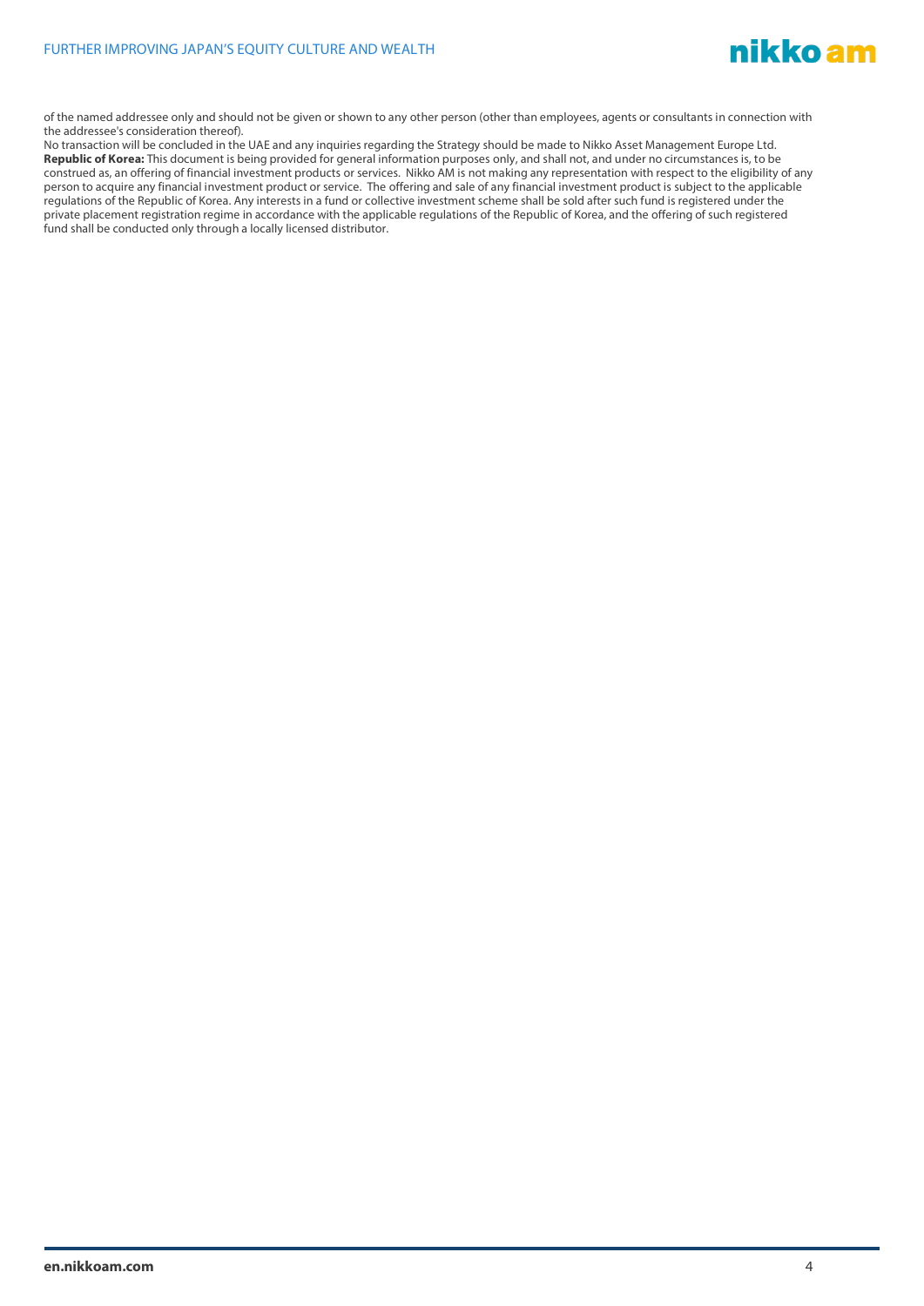of the named addressee only and should not be given or shown to any other person (other than employees, agents or consultants in connection with the addressee's consideration thereof).

No transaction will be concluded in the UAE and any inquiries regarding the Strategy should be made to Nikko Asset Management Europe Ltd.

**Republic of Korea:** This document is being provided for general information purposes only, and shall not, and under no circumstances is, to be construed as, an offering of financial investment products or services. Nikko AM is not making any representation with respect to the eligibility of any person to acquire any financial investment product or service. The offering and sale of any financial investment product is subject to the applicable regulations of the Republic of Korea. Any interests in a fund or collective investment scheme shall be sold after such fund is registered under the private placement registration regime in accordance with the applicable regulations of the Republic of Korea, and the offering of such registered fund shall be conducted only through a locally licensed distributor.